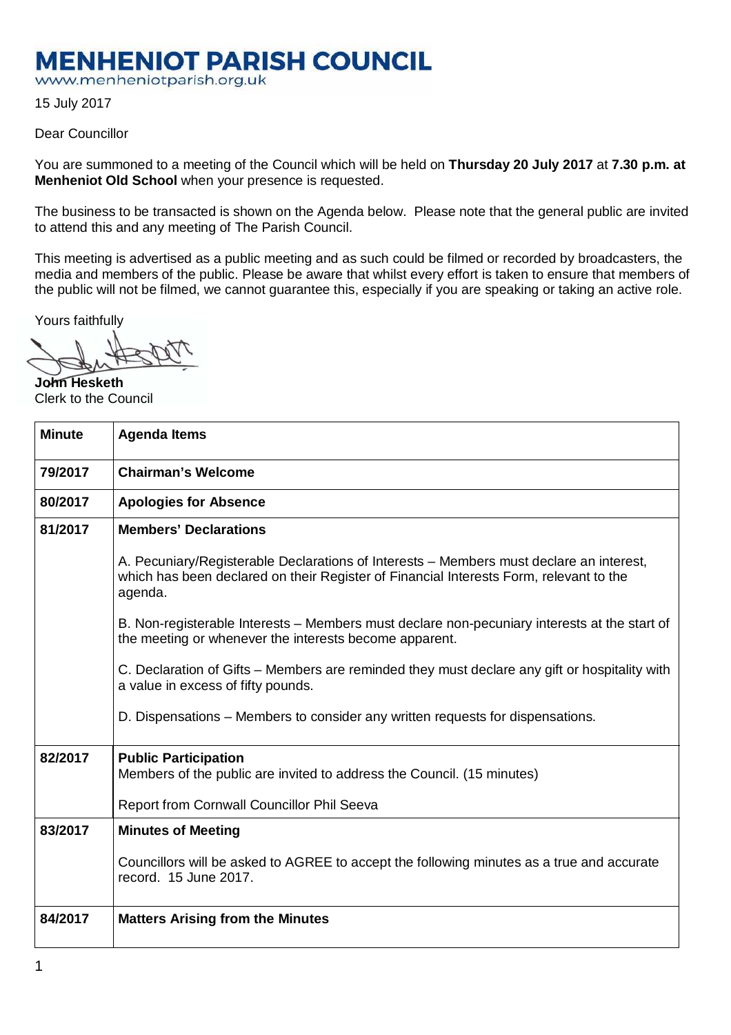# MENHENIOT PARISH COUNCIL

www.menheniotparish.org.uk

15 July 2017

Dear Councillor

You are summoned to a meeting of the Council which will be held on **Thursday 20 July 2017** at **7.30 p.m. at Menheniot Old School** when your presence is requested.

The business to be transacted is shown on the Agenda below. Please note that the general public are invited to attend this and any meeting of The Parish Council.

This meeting is advertised as a public meeting and as such could be filmed or recorded by broadcasters, the media and members of the public. Please be aware that whilst every effort is taken to ensure that members of the public will not be filmed, we cannot guarantee this, especially if you are speaking or taking an active role.

Yours faithfully

**John Hesketh**
Clerk to the Council

| Minute | Agenda Items |
|---|---|
| 79/2017 | **Chairman's Welcome** |
| 80/2017 | **Apologies for Absence** |
| 81/2017 | **Members' Declarations**<br><br>A. Pecuniary/Registerable Declarations of Interests – Members must declare an interest, which has been declared on their Register of Financial Interests Form, relevant to the agenda.<br><br>B. Non-registerable Interests – Members must declare non-pecuniary interests at the start of the meeting or whenever the interests become apparent.<br><br>C. Declaration of Gifts – Members are reminded they must declare any gift or hospitality with a value in excess of fifty pounds.<br><br>D. Dispensations – Members to consider any written requests for dispensations. |
| 82/2017 | **Public Participation**<br>Members of the public are invited to address the Council. (15 minutes)<br><br>Report from Cornwall Councillor Phil Seeva |
| 83/2017 | **Minutes of Meeting**<br><br>Councillors will be asked to AGREE to accept the following minutes as a true and accurate record. 15 June 2017. |
| 84/2017 | **Matters Arising from the Minutes** |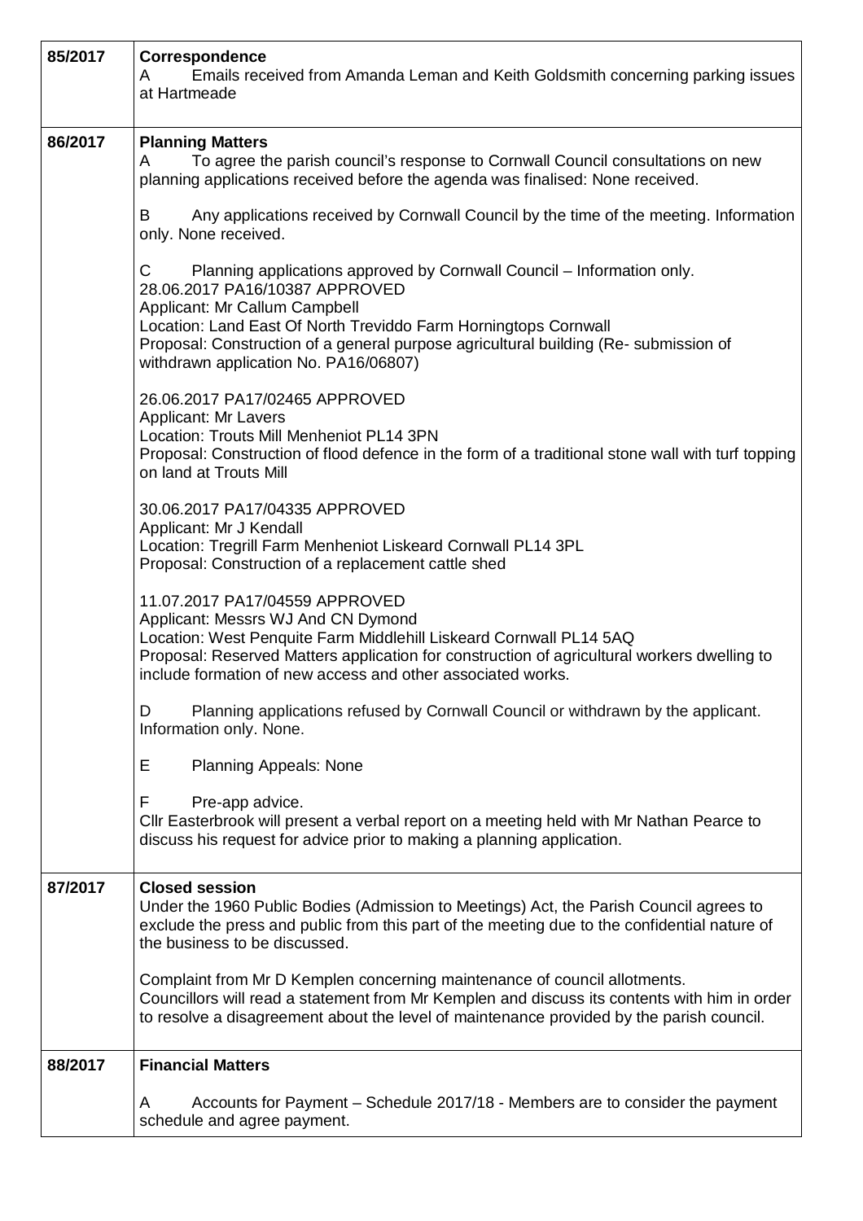| | |
|---|---|
| 85/2017 | **Correspondence**<br>A Emails received from Amanda Leman and Keith Goldsmith concerning parking issues at Hartmeade |
| 86/2017 | **Planning Matters**<br>A To agree the parish council's response to Cornwall Council consultations on new planning applications received before the agenda was finalised: None received.<br><br>B Any applications received by Cornwall Council by the time of the meeting. Information only. None received.<br><br>C Planning applications approved by Cornwall Council – Information only.<br>28.06.2017 PA16/10387 APPROVED<br>Applicant: Mr Callum Campbell<br>Location: Land East Of North Treviddo Farm Horningtops Cornwall<br>Proposal: Construction of a general purpose agricultural building (Re- submission of withdrawn application No. PA16/06807)<br><br>26.06.2017 PA17/02465 APPROVED<br>Applicant: Mr Lavers<br>Location: Trouts Mill Menheniot PL14 3PN<br>Proposal: Construction of flood defence in the form of a traditional stone wall with turf topping on land at Trouts Mill<br><br>30.06.2017 PA17/04335 APPROVED<br>Applicant: Mr J Kendall<br>Location: Tregrill Farm Menheniot Liskeard Cornwall PL14 3PL<br>Proposal: Construction of a replacement cattle shed<br><br>11.07.2017 PA17/04559 APPROVED<br>Applicant: Messrs WJ And CN Dymond<br>Location: West Penquite Farm Middlehill Liskeard Cornwall PL14 5AQ<br>Proposal: Reserved Matters application for construction of agricultural workers dwelling to include formation of new access and other associated works.<br><br>D Planning applications refused by Cornwall Council or withdrawn by the applicant. Information only. None.<br><br>E Planning Appeals: None<br><br>F Pre-app advice.<br>Cllr Easterbrook will present a verbal report on a meeting held with Mr Nathan Pearce to discuss his request for advice prior to making a planning application. |
| 87/2017 | **Closed session**<br>Under the 1960 Public Bodies (Admission to Meetings) Act, the Parish Council agrees to exclude the press and public from this part of the meeting due to the confidential nature of the business to be discussed.<br><br>Complaint from Mr D Kemplen concerning maintenance of council allotments.<br>Councillors will read a statement from Mr Kemplen and discuss its contents with him in order to resolve a disagreement about the level of maintenance provided by the parish council. |
| 88/2017 | **Financial Matters**<br><br>A Accounts for Payment – Schedule 2017/18 - Members are to consider the payment schedule and agree payment. |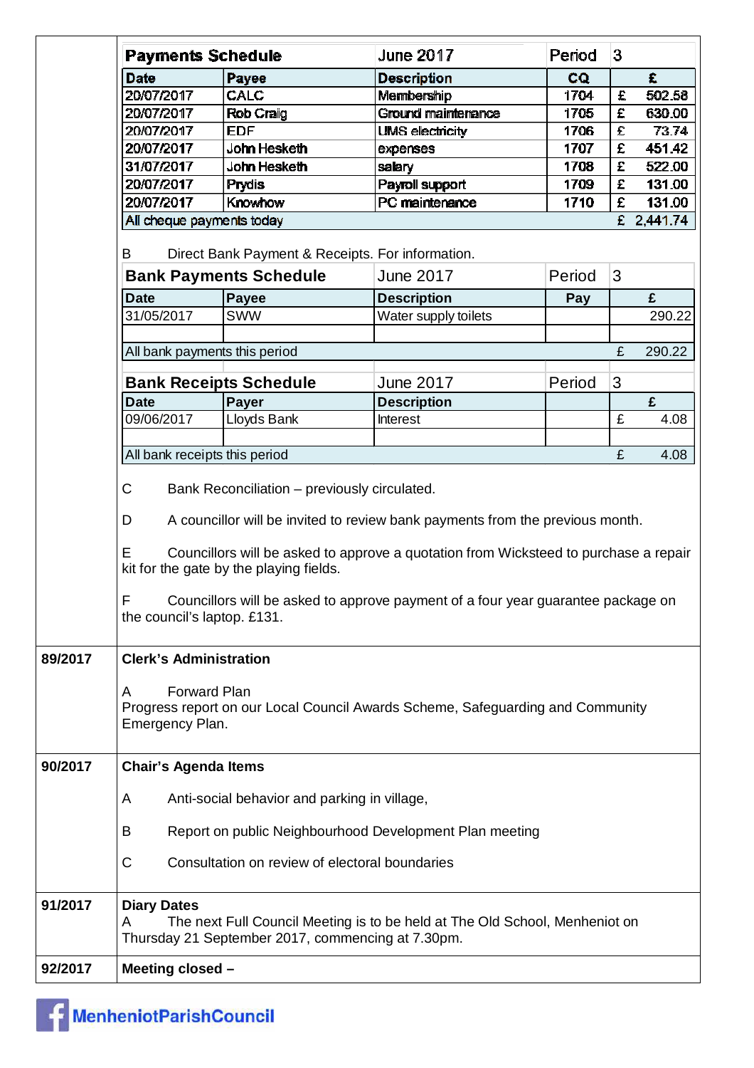| Payments Schedule | | June 2017 | Period | 3 |
|---|---|---|---|---|
| **Date** | **Payee** | **Description** | **CQ** | **£** |
| 20/07/2017 | CALC | Membership | 1704 | £ 502.58 |
| 20/07/2017 | Rob Craig | Ground maintenance | 1705 | £ 630.00 |
| 20/07/2017 | EDF | UMS electricity | 1706 | £ 73.74 |
| 20/07/2017 | John Hesketh | expenses | 1707 | £ 451.42 |
| 31/07/2017 | John Hesketh | salary | 1708 | £ 522.00 |
| 20/07/2017 | Prydis | Payroll support | 1709 | £ 131.00 |
| 20/07/2017 | Knowhow | PC maintenance | 1710 | £ 131.00 |
| All cheque payments today | | | | £ 2,441.74 |

B Direct Bank Payment & Receipts. For information.

| Bank Payments Schedule | | June 2017 | Period | 3 |
|---|---|---|---|---|
| **Date** | **Payee** | **Description** | **Pay** | **£** |
| 31/05/2017 | SWW | Water supply toilets | | 290.22 |
| | | | | |
| All bank payments this period | | | | £ 290.22 |

| Bank Receipts Schedule | | June 2017 | Period | 3 |
|---|---|---|---|---|
| **Date** | **Payer** | **Description** | | **£** |
| 09/06/2017 | Lloyds Bank | Interest | | £ 4.08 |
| | | | | |
| All bank receipts this period | | | | £ 4.08 |

C Bank Reconciliation – previously circulated.

D A councillor will be invited to review bank payments from the previous month.

E Councillors will be asked to approve a quotation from Wicksteed to purchase a repair kit for the gate by the playing fields.

F Councillors will be asked to approve payment of a four year guarantee package on the council's laptop. £131.

**89/2017 Clerk's Administration**

A Forward Plan
Progress report on our Local Council Awards Scheme, Safeguarding and Community Emergency Plan.

**90/2017 Chair's Agenda Items**

A Anti-social behavior and parking in village,

B Report on public Neighbourhood Development Plan meeting

C Consultation on review of electoral boundaries

**91/2017 Diary Dates**

A The next Full Council Meeting is to be held at The Old School, Menheniot on Thursday 21 September 2017, commencing at 7.30pm.

**92/2017 Meeting closed –**

MenheniotParishCouncil